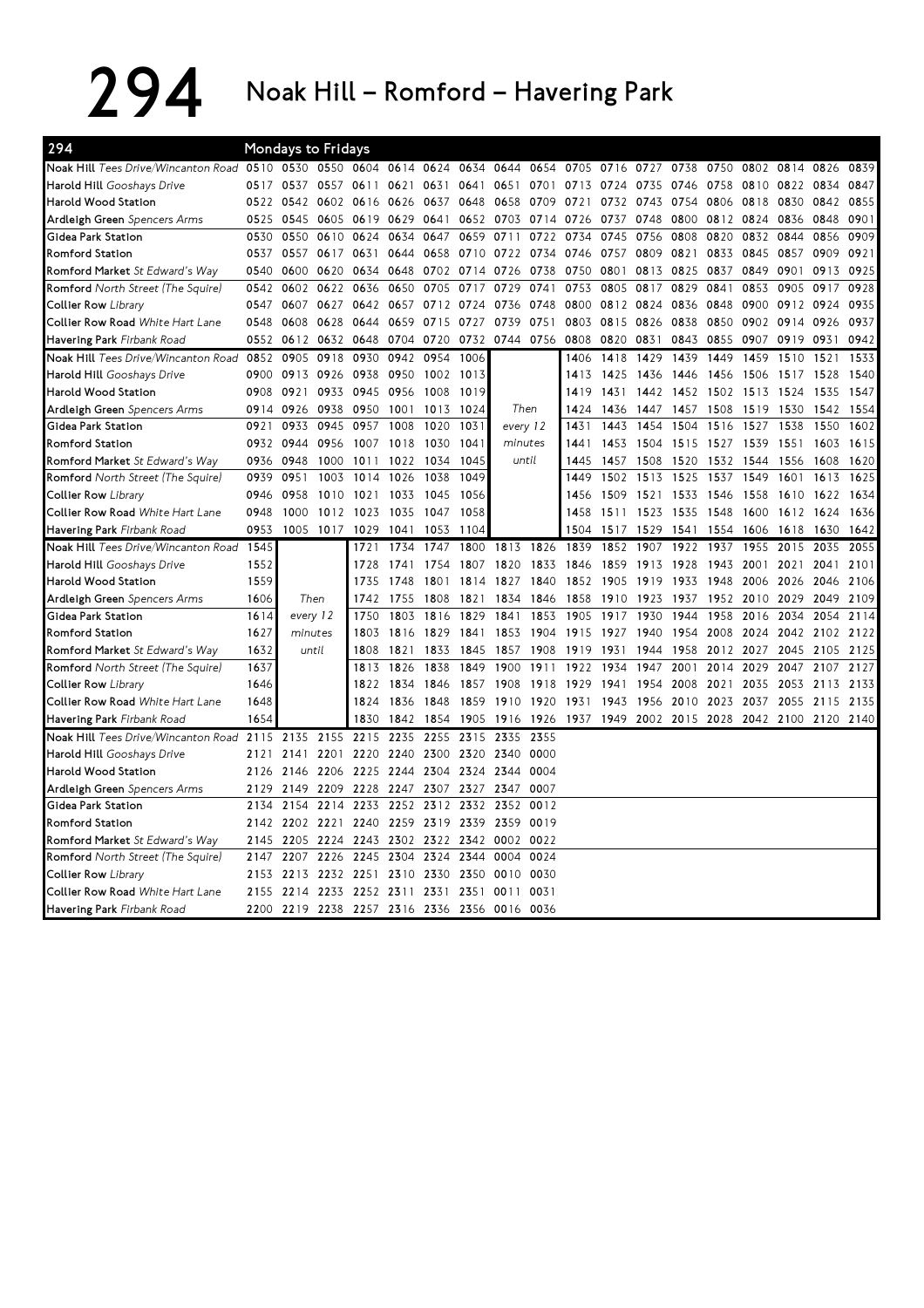# 294 Noak Hill – Romford – Havering Park

| 294 | Mondays to Fridays | | | | | | | | | | | | | | | | | |
|---|---|---|---|---|---|---|---|---|---|---|---|---|---|---|---|---|---|---|
| **Noak Hill** *Tees Drive/Wincanton Road* | 0510 | 0530 | 0550 | 0604 | 0614 | 0624 | 0634 | 0644 | 0654 | 0705 | 0716 | 0727 | 0738 | 0750 | 0802 | 0814 | 0826 | 0839 |
| **Harold Hill** *Gooshays Drive* | 0517 | 0537 | 0557 | 0611 | 0621 | 0631 | 0641 | 0651 | 0701 | 0713 | 0724 | 0735 | 0746 | 0758 | 0810 | 0822 | 0834 | 0847 |
| **Harold Wood Station** | 0522 | 0542 | 0602 | 0616 | 0626 | 0637 | 0648 | 0658 | 0709 | 0721 | 0732 | 0743 | 0754 | 0806 | 0818 | 0830 | 0842 | 0855 |
| **Ardleigh Green** *Spencers Arms* | 0525 | 0545 | 0605 | 0619 | 0629 | 0641 | 0652 | 0703 | 0714 | 0726 | 0737 | 0748 | 0800 | 0812 | 0824 | 0836 | 0848 | 0901 |
| **Gidea Park Station** | 0530 | 0550 | 0610 | 0624 | 0634 | 0647 | 0659 | 0711 | 0722 | 0734 | 0745 | 0756 | 0808 | 0820 | 0832 | 0844 | 0856 | 0909 |
| **Romford Station** | 0537 | 0557 | 0617 | 0631 | 0644 | 0658 | 0710 | 0722 | 0734 | 0746 | 0757 | 0809 | 0821 | 0833 | 0845 | 0857 | 0909 | 0921 |
| **Romford Market** *St Edward's Way* | 0540 | 0600 | 0620 | 0634 | 0648 | 0702 | 0714 | 0726 | 0738 | 0750 | 0801 | 0813 | 0825 | 0837 | 0849 | 0901 | 0913 | 0925 |
| **Romford** *North Street (The Squire)* | 0542 | 0602 | 0622 | 0636 | 0650 | 0705 | 0717 | 0729 | 0741 | 0753 | 0805 | 0817 | 0829 | 0841 | 0853 | 0905 | 0917 | 0928 |
| **Collier Row** *Library* | 0547 | 0607 | 0627 | 0642 | 0657 | 0712 | 0724 | 0736 | 0748 | 0800 | 0812 | 0824 | 0836 | 0848 | 0900 | 0912 | 0924 | 0935 |
| **Collier Row Road** *White Hart Lane* | 0548 | 0608 | 0628 | 0644 | 0659 | 0715 | 0727 | 0739 | 0751 | 0803 | 0815 | 0826 | 0838 | 0850 | 0902 | 0914 | 0926 | 0937 |
| **Havering Park** *Firbank Road* | 0552 | 0612 | 0632 | 0648 | 0704 | 0720 | 0732 | 0744 | 0756 | 0808 | 0820 | 0831 | 0843 | 0855 | 0907 | 0919 | 0931 | 0942 |
| **Noak Hill** *Tees Drive/Wincanton Road* | 0852 | 0905 | 0918 | 0930 | 0942 | 0954 | 1006 | | | 1406 | 1418 | 1429 | 1439 | 1449 | 1459 | 1510 | 1521 | 1533 |
| **Harold Hill** *Gooshays Drive* | 0900 | 0913 | 0926 | 0938 | 0950 | 1002 | 1013 | | | 1413 | 1425 | 1436 | 1446 | 1456 | 1506 | 1517 | 1528 | 1540 |
| **Harold Wood Station** | 0908 | 0921 | 0933 | 0945 | 0956 | 1008 | 1019 | | | 1419 | 1431 | 1442 | 1452 | 1502 | 1513 | 1524 | 1535 | 1547 |
| **Ardleigh Green** *Spencers Arms* | 0914 | 0926 | 0938 | 0950 | 1001 | 1013 | 1024 | *Then* | | 1424 | 1436 | 1447 | 1457 | 1508 | 1519 | 1530 | 1542 | 1554 |
| **Gidea Park Station** | 0921 | 0933 | 0945 | 0957 | 1008 | 1020 | 1031 | *every 12* | | 1431 | 1443 | 1454 | 1504 | 1516 | 1527 | 1538 | 1550 | 1602 |
| **Romford Station** | 0932 | 0944 | 0956 | 1007 | 1018 | 1030 | 1041 | *minutes* | | 1441 | 1453 | 1504 | 1515 | 1527 | 1539 | 1551 | 1603 | 1615 |
| **Romford Market** *St Edward's Way* | 0936 | 0948 | 1000 | 1011 | 1022 | 1034 | 1045 | *until* | | 1445 | 1457 | 1508 | 1520 | 1532 | 1544 | 1556 | 1608 | 1620 |
| **Romford** *North Street (The Squire)* | 0939 | 0951 | 1003 | 1014 | 1026 | 1038 | 1049 | | | 1449 | 1502 | 1513 | 1525 | 1537 | 1549 | 1601 | 1613 | 1625 |
| **Collier Row** *Library* | 0946 | 0958 | 1010 | 1021 | 1033 | 1045 | 1056 | | | 1456 | 1509 | 1521 | 1533 | 1546 | 1558 | 1610 | 1622 | 1634 |
| **Collier Row Road** *White Hart Lane* | 0948 | 1000 | 1012 | 1023 | 1035 | 1047 | 1058 | | | 1458 | 1511 | 1523 | 1535 | 1548 | 1600 | 1612 | 1624 | 1636 |
| **Havering Park** *Firbank Road* | 0953 | 1005 | 1017 | 1029 | 1041 | 1053 | 1104 | | | 1504 | 1517 | 1529 | 1541 | 1554 | 1606 | 1618 | 1630 | 1642 |
| **Noak Hill** *Tees Drive/Wincanton Road* | 1545 | | | 1721 | 1734 | 1747 | 1800 | 1813 | 1826 | 1839 | 1852 | 1907 | 1922 | 1937 | 1955 | 2015 | 2035 | 2055 |
| **Harold Hill** *Gooshays Drive* | 1552 | | | 1728 | 1741 | 1754 | 1807 | 1820 | 1833 | 1846 | 1859 | 1913 | 1928 | 1943 | 2001 | 2021 | 2041 | 2101 |
| **Harold Wood Station** | 1559 | | | 1735 | 1748 | 1801 | 1814 | 1827 | 1840 | 1852 | 1905 | 1919 | 1933 | 1948 | 2006 | 2026 | 2046 | 2106 |
| **Ardleigh Green** *Spencers Arms* | 1606 | *Then* | | 1742 | 1755 | 1808 | 1821 | 1834 | 1846 | 1858 | 1910 | 1923 | 1937 | 1952 | 2010 | 2029 | 2049 | 2109 |
| **Gidea Park Station** | 1614 | *every 12* | | 1750 | 1803 | 1816 | 1829 | 1841 | 1853 | 1905 | 1917 | 1930 | 1944 | 1958 | 2016 | 2034 | 2054 | 2114 |
| **Romford Station** | 1627 | *minutes* | | 1803 | 1816 | 1829 | 1841 | 1853 | 1904 | 1915 | 1927 | 1940 | 1954 | 2008 | 2024 | 2042 | 2102 | 2122 |
| **Romford Market** *St Edward's Way* | 1632 | *until* | | 1808 | 1821 | 1833 | 1845 | 1857 | 1908 | 1919 | 1931 | 1944 | 1958 | 2012 | 2027 | 2045 | 2105 | 2125 |
| **Romford** *North Street (The Squire)* | 1637 | | | 1813 | 1826 | 1838 | 1849 | 1900 | 1911 | 1922 | 1934 | 1947 | 2001 | 2014 | 2029 | 2047 | 2107 | 2127 |
| **Collier Row** *Library* | 1646 | | | 1822 | 1834 | 1846 | 1857 | 1908 | 1918 | 1929 | 1941 | 1954 | 2008 | 2021 | 2035 | 2053 | 2113 | 2133 |
| **Collier Row Road** *White Hart Lane* | 1648 | | | 1824 | 1836 | 1848 | 1859 | 1910 | 1920 | 1931 | 1943 | 1956 | 2010 | 2023 | 2037 | 2055 | 2115 | 2135 |
| **Havering Park** *Firbank Road* | 1654 | | | 1830 | 1842 | 1854 | 1905 | 1916 | 1926 | 1937 | 1949 | 2002 | 2015 | 2028 | 2042 | 2100 | 2120 | 2140 |
| **Noak Hill** *Tees Drive/Wincanton Road* | 2115 | 2135 | 2155 | 2215 | 2235 | 2255 | 2315 | 2335 | 2355 | | | | | | | | | |
| **Harold Hill** *Gooshays Drive* | 2121 | 2141 | 2201 | 2220 | 2240 | 2300 | 2320 | 2340 | 0000 | | | | | | | | | |
| **Harold Wood Station** | 2126 | 2146 | 2206 | 2225 | 2244 | 2304 | 2324 | 2344 | 0004 | | | | | | | | | |
| **Ardleigh Green** *Spencers Arms* | 2129 | 2149 | 2209 | 2228 | 2247 | 2307 | 2327 | 2347 | 0007 | | | | | | | | | |
| **Gidea Park Station** | 2134 | 2154 | 2214 | 2233 | 2252 | 2312 | 2332 | 2352 | 0012 | | | | | | | | | |
| **Romford Station** | 2142 | 2202 | 2221 | 2240 | 2259 | 2319 | 2339 | 2359 | 0019 | | | | | | | | | |
| **Romford Market** *St Edward's Way* | 2145 | 2205 | 2224 | 2243 | 2302 | 2322 | 2342 | 0002 | 0022 | | | | | | | | | |
| **Romford** *North Street (The Squire)* | 2147 | 2207 | 2226 | 2245 | 2304 | 2324 | 2344 | 0004 | 0024 | | | | | | | | | |
| **Collier Row** *Library* | 2153 | 2213 | 2232 | 2251 | 2310 | 2330 | 2350 | 0010 | 0030 | | | | | | | | | |
| **Collier Row Road** *White Hart Lane* | 2155 | 2214 | 2233 | 2252 | 2311 | 2331 | 2351 | 0011 | 0031 | | | | | | | | | |
| **Havering Park** *Firbank Road* | 2200 | 2219 | 2238 | 2257 | 2316 | 2336 | 2356 | 0016 | 0036 | | | | | | | | | |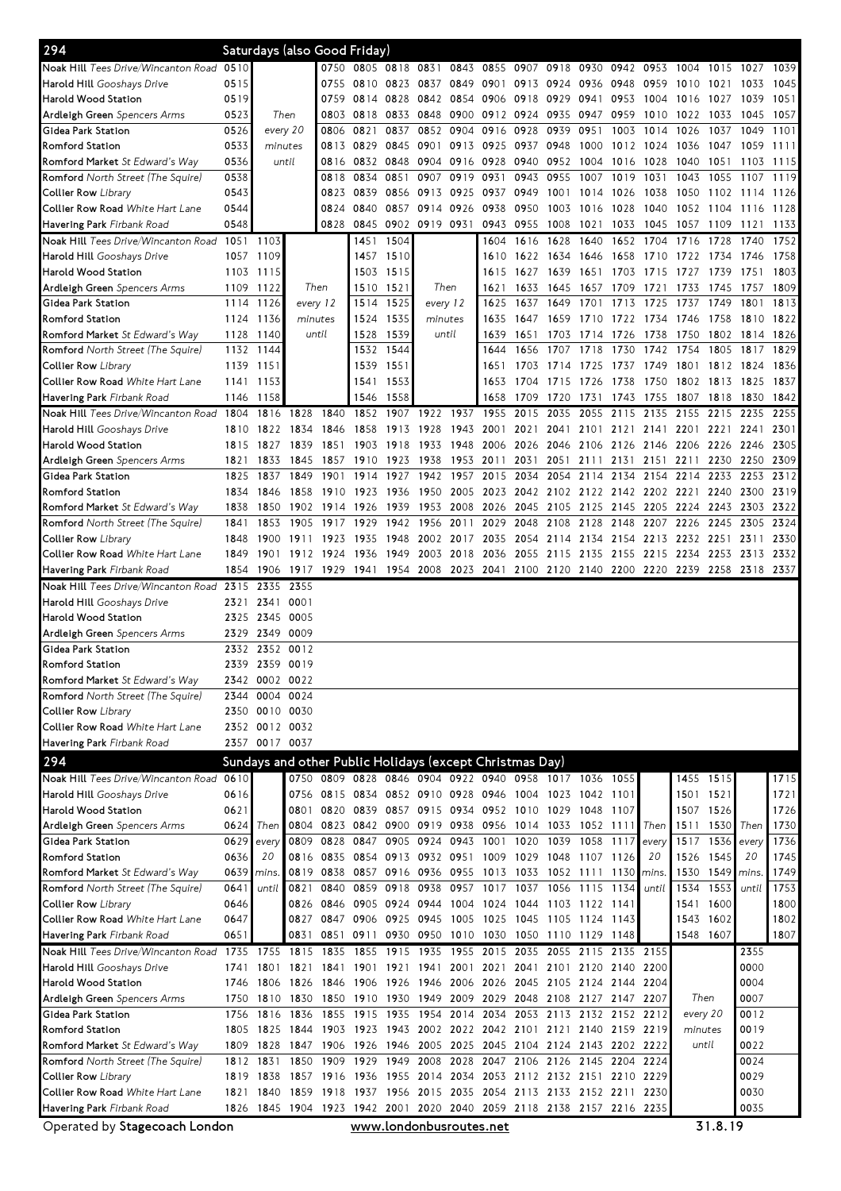## 294 Saturdays (also Good Friday)

| Stop | | | | | | | | | | | | | | | | | | |
|---|---|---|---|---|---|---|---|---|---|---|---|---|---|---|---|---|---|---|
| **Noak Hill** *Tees Drive/Wincanton Road* | 0510 | | | 0750 | 0805 | 0818 | 0831 | 0843 | 0855 | 0907 | 0918 | 0930 | 0942 | 0953 | 1004 | 1015 | 1027 | 1039 |
| **Harold Hill** *Gooshays Drive* | 0515 | | | 0755 | 0810 | 0823 | 0837 | 0849 | 0901 | 0913 | 0924 | 0936 | 0948 | 0959 | 1010 | 1021 | 1033 | 1045 |
| **Harold Wood Station** | 0519 | | | 0759 | 0814 | 0828 | 0842 | 0854 | 0906 | 0918 | 0929 | 0941 | 0953 | 1004 | 1016 | 1027 | 1039 | 1051 |
| **Ardleigh Green** *Spencers Arms* | 0523 | Then | | 0803 | 0818 | 0833 | 0848 | 0900 | 0912 | 0924 | 0935 | 0947 | 0959 | 1010 | 1022 | 1033 | 1045 | 1057 |
| **Gidea Park Station** | 0526 | every 20 | | 0806 | 0821 | 0837 | 0852 | 0904 | 0916 | 0928 | 0939 | 0951 | 1003 | 1014 | 1026 | 1037 | 1049 | 1101 |
| **Romford Station** | 0533 | minutes | | 0813 | 0829 | 0845 | 0901 | 0913 | 0925 | 0937 | 0948 | 1000 | 1012 | 1024 | 1036 | 1047 | 1059 | 1111 |
| **Romford Market** *St Edward's Way* | 0536 | until | | 0816 | 0832 | 0848 | 0904 | 0916 | 0928 | 0940 | 0952 | 1004 | 1016 | 1028 | 1040 | 1051 | 1103 | 1115 |
| **Romford** *North Street (The Squire)* | 0538 | | | 0818 | 0834 | 0851 | 0907 | 0919 | 0931 | 0943 | 0955 | 1007 | 1019 | 1031 | 1043 | 1055 | 1107 | 1119 |
| **Collier Row** *Library* | 0543 | | | 0823 | 0839 | 0856 | 0913 | 0925 | 0937 | 0949 | 1001 | 1014 | 1026 | 1038 | 1050 | 1102 | 1114 | 1126 |
| **Collier Row Road** *White Hart Lane* | 0544 | | | 0824 | 0840 | 0857 | 0914 | 0926 | 0938 | 0950 | 1003 | 1016 | 1028 | 1040 | 1052 | 1104 | 1116 | 1128 |
| **Havering Park** *Firbank Road* | 0548 | | | 0828 | 0845 | 0902 | 0919 | 0931 | 0943 | 0955 | 1008 | 1021 | 1033 | 1045 | 1057 | 1109 | 1121 | 1133 |

| Stop | | | | | | | | | | | | | | | | | | |
|---|---|---|---|---|---|---|---|---|---|---|---|---|---|---|---|---|---|---|
| **Noak Hill** *Tees Drive/Wincanton Road* | 1051 | 1103 | | | 1451 | 1504 | | | 1604 | 1616 | 1628 | 1640 | 1652 | 1704 | 1716 | 1728 | 1740 | 1752 |
| **Harold Hill** *Gooshays Drive* | 1057 | 1109 | | | 1457 | 1510 | | | 1610 | 1622 | 1634 | 1646 | 1658 | 1710 | 1722 | 1734 | 1746 | 1758 |
| **Harold Wood Station** | 1103 | 1115 | | | 1503 | 1515 | | | 1615 | 1627 | 1639 | 1651 | 1703 | 1715 | 1727 | 1739 | 1751 | 1803 |
| **Ardleigh Green** *Spencers Arms* | 1109 | 1122 | Then | | 1510 | 1521 | Then | | 1621 | 1633 | 1645 | 1657 | 1709 | 1721 | 1733 | 1745 | 1757 | 1809 |
| **Gidea Park Station** | 1114 | 1126 | every 12 | | 1514 | 1525 | every 12 | | 1625 | 1637 | 1649 | 1701 | 1713 | 1725 | 1737 | 1749 | 1801 | 1813 |
| **Romford Station** | 1124 | 1136 | minutes | | 1524 | 1535 | minutes | | 1635 | 1647 | 1659 | 1710 | 1722 | 1734 | 1746 | 1758 | 1810 | 1822 |
| **Romford Market** *St Edward's Way* | 1128 | 1140 | until | | 1528 | 1539 | until | | 1639 | 1651 | 1703 | 1714 | 1726 | 1738 | 1750 | 1802 | 1814 | 1826 |
| **Romford** *North Street (The Squire)* | 1132 | 1144 | | | 1532 | 1544 | | | 1644 | 1656 | 1707 | 1718 | 1730 | 1742 | 1754 | 1805 | 1817 | 1829 |
| **Collier Row** *Library* | 1139 | 1151 | | | 1539 | 1551 | | | 1651 | 1703 | 1714 | 1725 | 1737 | 1749 | 1801 | 1812 | 1824 | 1836 |
| **Collier Row Road** *White Hart Lane* | 1141 | 1153 | | | 1541 | 1553 | | | 1653 | 1704 | 1715 | 1726 | 1738 | 1750 | 1802 | 1813 | 1825 | 1837 |
| **Havering Park** *Firbank Road* | 1146 | 1158 | | | 1546 | 1558 | | | 1658 | 1709 | 1720 | 1731 | 1743 | 1755 | 1807 | 1818 | 1830 | 1842 |

| Stop | | | | | | | | | | | | | | | | | | |
|---|---|---|---|---|---|---|---|---|---|---|---|---|---|---|---|---|---|---|
| **Noak Hill** *Tees Drive/Wincanton Road* | 1804 | 1816 | 1828 | 1840 | 1852 | 1907 | 1922 | 1937 | 1955 | 2015 | 2035 | 2055 | 2115 | 2135 | 2155 | 2215 | 2235 | 2255 |
| **Harold Hill** *Gooshays Drive* | 1810 | 1822 | 1834 | 1846 | 1858 | 1913 | 1928 | 1943 | 2001 | 2021 | 2041 | 2101 | 2121 | 2141 | 2201 | 2221 | 2241 | 2301 |
| **Harold Wood Station** | 1815 | 1827 | 1839 | 1851 | 1903 | 1918 | 1933 | 1948 | 2006 | 2026 | 2046 | 2106 | 2126 | 2146 | 2206 | 2226 | 2246 | 2305 |
| **Ardleigh Green** *Spencers Arms* | 1821 | 1833 | 1845 | 1857 | 1910 | 1923 | 1938 | 1953 | 2011 | 2031 | 2051 | 2111 | 2131 | 2151 | 2211 | 2230 | 2250 | 2309 |
| **Gidea Park Station** | 1825 | 1837 | 1849 | 1901 | 1914 | 1927 | 1942 | 1957 | 2015 | 2034 | 2054 | 2114 | 2134 | 2154 | 2214 | 2233 | 2253 | 2312 |
| **Romford Station** | 1834 | 1846 | 1858 | 1910 | 1923 | 1936 | 1950 | 2005 | 2023 | 2042 | 2102 | 2122 | 2142 | 2202 | 2221 | 2240 | 2300 | 2319 |
| **Romford Market** *St Edward's Way* | 1838 | 1850 | 1902 | 1914 | 1926 | 1939 | 1953 | 2008 | 2026 | 2045 | 2105 | 2125 | 2145 | 2205 | 2224 | 2243 | 2303 | 2322 |
| **Romford** *North Street (The Squire)* | 1841 | 1853 | 1905 | 1917 | 1929 | 1942 | 1956 | 2011 | 2029 | 2048 | 2108 | 2128 | 2148 | 2207 | 2226 | 2245 | 2305 | 2324 |
| **Collier Row** *Library* | 1848 | 1900 | 1911 | 1923 | 1935 | 1948 | 2002 | 2017 | 2035 | 2054 | 2114 | 2134 | 2154 | 2213 | 2232 | 2251 | 2311 | 2330 |
| **Collier Row Road** *White Hart Lane* | 1849 | 1901 | 1912 | 1924 | 1936 | 1949 | 2003 | 2018 | 2036 | 2055 | 2115 | 2135 | 2155 | 2215 | 2234 | 2253 | 2313 | 2332 |
| **Havering Park** *Firbank Road* | 1854 | 1906 | 1917 | 1929 | 1941 | 1954 | 2008 | 2023 | 2041 | 2100 | 2120 | 2140 | 2200 | 2220 | 2239 | 2258 | 2318 | 2337 |

| Stop | | | |
|---|---|---|---|
| **Noak Hill** *Tees Drive/Wincanton Road* | 2315 | 2335 | 2355 |
| **Harold Hill** *Gooshays Drive* | 2321 | 2341 | 0001 |
| **Harold Wood Station** | 2325 | 2345 | 0005 |
| **Ardleigh Green** *Spencers Arms* | 2329 | 2349 | 0009 |
| **Gidea Park Station** | 2332 | 2352 | 0012 |
| **Romford Station** | 2339 | 2359 | 0019 |
| **Romford Market** *St Edward's Way* | 2342 | 0002 | 0022 |
| **Romford** *North Street (The Squire)* | 2344 | 0004 | 0024 |
| **Collier Row** *Library* | 2350 | 0010 | 0030 |
| **Collier Row Road** *White Hart Lane* | 2352 | 0012 | 0032 |
| **Havering Park** *Firbank Road* | 2357 | 0017 | 0037 |

## 294 Sundays and other Public Holidays (except Christmas Day)

| Stop | | | | | | | | | | | | | | | | | | |
|---|---|---|---|---|---|---|---|---|---|---|---|---|---|---|---|---|---|---|
| **Noak Hill** *Tees Drive/Wincanton Road* | 0610 | | 0750 | 0809 | 0828 | 0846 | 0904 | 0922 | 0940 | 0958 | 1017 | 1036 | 1055 | | 1455 | 1515 | | 1715 |
| **Harold Hill** *Gooshays Drive* | 0616 | | 0756 | 0815 | 0834 | 0852 | 0910 | 0928 | 0946 | 1004 | 1023 | 1042 | 1101 | | 1501 | 1521 | | 1721 |
| **Harold Wood Station** | 0621 | | 0801 | 0820 | 0839 | 0857 | 0915 | 0934 | 0952 | 1010 | 1029 | 1048 | 1107 | | 1507 | 1526 | | 1726 |
| **Ardleigh Green** *Spencers Arms* | 0624 | Then | 0804 | 0823 | 0842 | 0900 | 0919 | 0938 | 0956 | 1014 | 1033 | 1052 | 1111 | Then | 1511 | 1530 | Then | 1730 |
| **Gidea Park Station** | 0629 | every | 0809 | 0828 | 0847 | 0905 | 0924 | 0943 | 1001 | 1020 | 1039 | 1058 | 1117 | every | 1517 | 1536 | every | 1736 |
| **Romford Station** | 0636 | 20 | 0816 | 0835 | 0854 | 0913 | 0932 | 0951 | 1009 | 1029 | 1048 | 1107 | 1126 | 20 | 1526 | 1545 | 20 | 1745 |
| **Romford Market** *St Edward's Way* | 0639 | mins. | 0819 | 0838 | 0857 | 0916 | 0936 | 0955 | 1013 | 1033 | 1052 | 1111 | 1130 | mins. | 1530 | 1549 | mins. | 1749 |
| **Romford** *North Street (The Squire)* | 0641 | until | 0821 | 0840 | 0859 | 0918 | 0938 | 0957 | 1017 | 1037 | 1056 | 1115 | 1134 | until | 1534 | 1553 | until | 1753 |
| **Collier Row** *Library* | 0646 | | 0826 | 0846 | 0905 | 0924 | 0944 | 1004 | 1024 | 1044 | 1103 | 1122 | 1141 | | 1541 | 1600 | | 1800 |
| **Collier Row Road** *White Hart Lane* | 0647 | | 0827 | 0847 | 0906 | 0925 | 0945 | 1005 | 1025 | 1045 | 1105 | 1124 | 1143 | | 1543 | 1602 | | 1802 |
| **Havering Park** *Firbank Road* | 0651 | | 0831 | 0851 | 0911 | 0930 | 0950 | 1010 | 1030 | 1050 | 1110 | 1129 | 1148 | | 1548 | 1607 | | 1807 |

| Stop | | | | | | | | | | | | | | | | | |
|---|---|---|---|---|---|---|---|---|---|---|---|---|---|---|---|---|---|
| **Noak Hill** *Tees Drive/Wincanton Road* | 1735 | 1755 | 1815 | 1835 | 1855 | 1915 | 1935 | 1955 | 2015 | 2035 | 2055 | 2115 | 2135 | 2155 | | | 2355 |
| **Harold Hill** *Gooshays Drive* | 1741 | 1801 | 1821 | 1841 | 1901 | 1921 | 1941 | 2001 | 2021 | 2041 | 2101 | 2120 | 2140 | 2200 | | | 0000 |
| **Harold Wood Station** | 1746 | 1806 | 1826 | 1846 | 1906 | 1926 | 1946 | 2006 | 2026 | 2046 | 2105 | 2124 | 2144 | 2204 | | | 0004 |
| **Ardleigh Green** *Spencers Arms* | 1750 | 1810 | 1830 | 1850 | 1910 | 1930 | 1949 | 2009 | 2029 | 2048 | 2108 | 2127 | 2147 | 2207 | Then | | 0007 |
| **Gidea Park Station** | 1756 | 1816 | 1836 | 1855 | 1915 | 1935 | 1954 | 2014 | 2034 | 2053 | 2113 | 2132 | 2152 | 2212 | every 20 | | 0012 |
| **Romford Station** | 1805 | 1825 | 1844 | 1903 | 1923 | 1943 | 2002 | 2022 | 2042 | 2101 | 2121 | 2140 | 2159 | 2219 | minutes | | 0019 |
| **Romford Market** *St Edward's Way* | 1809 | 1828 | 1847 | 1906 | 1926 | 1946 | 2005 | 2025 | 2045 | 2104 | 2124 | 2143 | 2202 | 2222 | until | | 0022 |
| **Romford** *North Street (The Squire)* | 1812 | 1831 | 1850 | 1909 | 1929 | 1949 | 2008 | 2028 | 2047 | 2106 | 2126 | 2145 | 2204 | 2224 | | | 0024 |
| **Collier Row** *Library* | 1819 | 1838 | 1857 | 1916 | 1936 | 1955 | 2014 | 2034 | 2053 | 2112 | 2132 | 2151 | 2210 | 2229 | | | 0029 |
| **Collier Row Road** *White Hart Lane* | 1821 | 1840 | 1859 | 1918 | 1937 | 1956 | 2015 | 2035 | 2054 | 2113 | 2133 | 2152 | 2211 | 2230 | | | 0030 |
| **Havering Park** *Firbank Road* | 1826 | 1845 | 1904 | 1923 | 1942 | 2001 | 2020 | 2040 | 2059 | 2118 | 2138 | 2157 | 2216 | 2235 | | | 0035 |

Operated by **Stagecoach London** www.londonbusroutes.net 31.8.19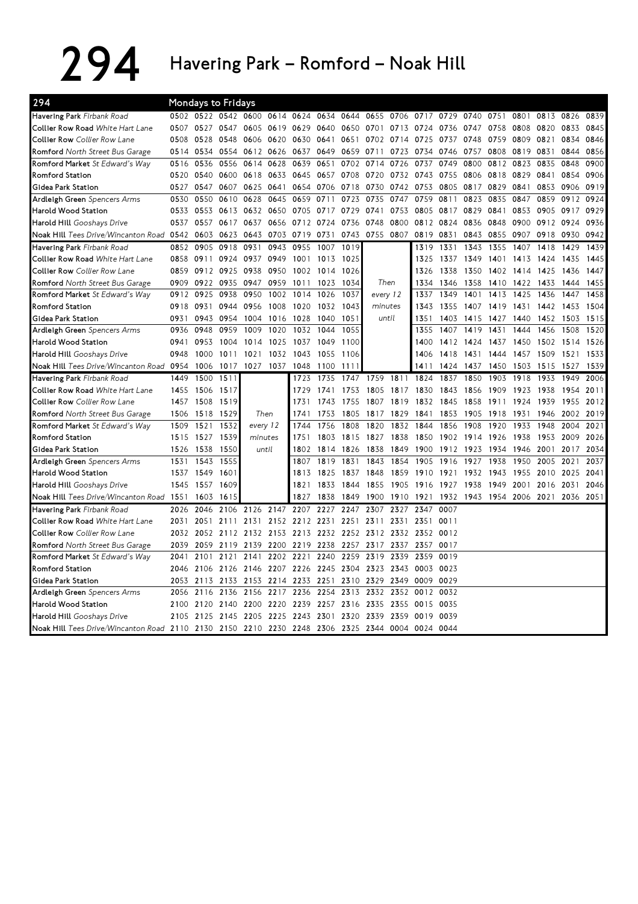# 294 Havering Park – Romford – Noak Hill

| 294 | Mondays to Fridays | | | | | | | | | | | | | | | | | |
|---|---|---|---|---|---|---|---|---|---|---|---|---|---|---|---|---|---|---|
| **Havering Park** *Firbank Road* | 0502 | 0522 | 0542 | 0600 | 0614 | 0624 | 0634 | 0644 | 0655 | 0706 | 0717 | 0729 | 0740 | 0751 | 0801 | 0813 | 0826 | 0839 |
| **Collier Row Road** *White Hart Lane* | 0507 | 0527 | 0547 | 0605 | 0619 | 0629 | 0640 | 0650 | 0701 | 0713 | 0724 | 0736 | 0747 | 0758 | 0808 | 0820 | 0833 | 0845 |
| **Collier Row** *Collier Row Lane* | 0508 | 0528 | 0548 | 0606 | 0620 | 0630 | 0641 | 0651 | 0702 | 0714 | 0725 | 0737 | 0748 | 0759 | 0809 | 0821 | 0834 | 0846 |
| **Romford** *North Street Bus Garage* | 0514 | 0534 | 0554 | 0612 | 0626 | 0637 | 0649 | 0659 | 0711 | 0723 | 0734 | 0746 | 0757 | 0808 | 0819 | 0831 | 0844 | 0856 |
| **Romford Market** *St Edward's Way* | 0516 | 0536 | 0556 | 0614 | 0628 | 0639 | 0651 | 0702 | 0714 | 0726 | 0737 | 0749 | 0800 | 0812 | 0823 | 0835 | 0848 | 0900 |
| **Romford Station** | 0520 | 0540 | 0600 | 0618 | 0633 | 0645 | 0657 | 0708 | 0720 | 0732 | 0743 | 0755 | 0806 | 0818 | 0829 | 0841 | 0854 | 0906 |
| **Gidea Park Station** | 0527 | 0547 | 0607 | 0625 | 0641 | 0654 | 0706 | 0718 | 0730 | 0742 | 0753 | 0805 | 0817 | 0829 | 0841 | 0853 | 0906 | 0919 |
| **Ardleigh Green** *Spencers Arms* | 0530 | 0550 | 0610 | 0628 | 0645 | 0659 | 0711 | 0723 | 0735 | 0747 | 0759 | 0811 | 0823 | 0835 | 0847 | 0859 | 0912 | 0924 |
| **Harold Wood Station** | 0533 | 0553 | 0613 | 0632 | 0650 | 0705 | 0717 | 0729 | 0741 | 0753 | 0805 | 0817 | 0829 | 0841 | 0853 | 0905 | 0917 | 0929 |
| **Harold Hill** *Gooshays Drive* | 0537 | 0557 | 0617 | 0637 | 0656 | 0712 | 0724 | 0736 | 0748 | 0800 | 0812 | 0824 | 0836 | 0848 | 0900 | 0912 | 0924 | 0936 |
| **Noak Hill** *Tees Drive/Wincanton Road* | 0542 | 0603 | 0623 | 0643 | 0703 | 0719 | 0731 | 0743 | 0755 | 0807 | 0819 | 0831 | 0843 | 0855 | 0907 | 0918 | 0930 | 0942 |
| **Havering Park** *Firbank Road* | 0852 | 0905 | 0918 | 0931 | 0943 | 0955 | 1007 | 1019 | | | 1319 | 1331 | 1343 | 1355 | 1407 | 1418 | 1429 | 1439 |
| **Collier Row Road** *White Hart Lane* | 0858 | 0911 | 0924 | 0937 | 0949 | 1001 | 1013 | 1025 | | | 1325 | 1337 | 1349 | 1401 | 1413 | 1424 | 1435 | 1445 |
| **Collier Row** *Collier Row Lane* | 0859 | 0912 | 0925 | 0938 | 0950 | 1002 | 1014 | 1026 | | | 1326 | 1338 | 1350 | 1402 | 1414 | 1425 | 1436 | 1447 |
| **Romford** *North Street Bus Garage* | 0909 | 0922 | 0935 | 0947 | 0959 | 1011 | 1023 | 1034 | Then | | 1334 | 1346 | 1358 | 1410 | 1422 | 1433 | 1444 | 1455 |
| **Romford Market** *St Edward's Way* | 0912 | 0925 | 0938 | 0950 | 1002 | 1014 | 1026 | 1037 | every 12 | | 1337 | 1349 | 1401 | 1413 | 1425 | 1436 | 1447 | 1458 |
| **Romford Station** | 0918 | 0931 | 0944 | 0956 | 1008 | 1020 | 1032 | 1043 | minutes | | 1343 | 1355 | 1407 | 1419 | 1431 | 1442 | 1453 | 1504 |
| **Gidea Park Station** | 0931 | 0943 | 0954 | 1004 | 1016 | 1028 | 1040 | 1051 | until | | 1351 | 1403 | 1415 | 1427 | 1440 | 1452 | 1503 | 1515 |
| **Ardleigh Green** *Spencers Arms* | 0936 | 0948 | 0959 | 1009 | 1020 | 1032 | 1044 | 1055 | | | 1355 | 1407 | 1419 | 1431 | 1444 | 1456 | 1508 | 1520 |
| **Harold Wood Station** | 0941 | 0953 | 1004 | 1014 | 1025 | 1037 | 1049 | 1100 | | | 1400 | 1412 | 1424 | 1437 | 1450 | 1502 | 1514 | 1526 |
| **Harold Hill** *Gooshays Drive* | 0948 | 1000 | 1011 | 1021 | 1032 | 1043 | 1055 | 1106 | | | 1406 | 1418 | 1431 | 1444 | 1457 | 1509 | 1521 | 1533 |
| **Noak Hill** *Tees Drive/Wincanton Road* | 0954 | 1006 | 1017 | 1027 | 1037 | 1048 | 1100 | 1111 | | | 1411 | 1424 | 1437 | 1450 | 1503 | 1515 | 1527 | 1539 |
| **Havering Park** *Firbank Road* | 1449 | 1500 | 1511 | | | 1723 | 1735 | 1747 | 1759 | 1811 | 1824 | 1837 | 1850 | 1903 | 1918 | 1933 | 1949 | 2006 |
| **Collier Row Road** *White Hart Lane* | 1455 | 1506 | 1517 | | | 1729 | 1741 | 1753 | 1805 | 1817 | 1830 | 1843 | 1856 | 1909 | 1923 | 1938 | 1954 | 2011 |
| **Collier Row** *Collier Row Lane* | 1457 | 1508 | 1519 | | | 1731 | 1743 | 1755 | 1807 | 1819 | 1832 | 1845 | 1858 | 1911 | 1924 | 1939 | 1955 | 2012 |
| **Romford** *North Street Bus Garage* | 1506 | 1518 | 1529 | Then | | 1741 | 1753 | 1805 | 1817 | 1829 | 1841 | 1853 | 1905 | 1918 | 1931 | 1946 | 2002 | 2019 |
| **Romford Market** *St Edward's Way* | 1509 | 1521 | 1532 | every 12 | | 1744 | 1756 | 1808 | 1820 | 1832 | 1844 | 1856 | 1908 | 1920 | 1933 | 1948 | 2004 | 2021 |
| **Romford Station** | 1515 | 1527 | 1539 | minutes | | 1751 | 1803 | 1815 | 1827 | 1838 | 1850 | 1902 | 1914 | 1926 | 1938 | 1953 | 2009 | 2026 |
| **Gidea Park Station** | 1526 | 1538 | 1550 | until | | 1802 | 1814 | 1826 | 1838 | 1849 | 1900 | 1912 | 1923 | 1934 | 1946 | 2001 | 2017 | 2034 |
| **Ardleigh Green** *Spencers Arms* | 1531 | 1543 | 1555 | | | 1807 | 1819 | 1831 | 1843 | 1854 | 1905 | 1916 | 1927 | 1938 | 1950 | 2005 | 2021 | 2037 |
| **Harold Wood Station** | 1537 | 1549 | 1601 | | | 1813 | 1825 | 1837 | 1848 | 1859 | 1910 | 1921 | 1932 | 1943 | 1955 | 2010 | 2025 | 2041 |
| **Harold Hill** *Gooshays Drive* | 1545 | 1557 | 1609 | | | 1821 | 1833 | 1844 | 1855 | 1905 | 1916 | 1927 | 1938 | 1949 | 2001 | 2016 | 2031 | 2046 |
| **Noak Hill** *Tees Drive/Wincanton Road* | 1551 | 1603 | 1615 | | | 1827 | 1838 | 1849 | 1900 | 1910 | 1921 | 1932 | 1943 | 1954 | 2006 | 2021 | 2036 | 2051 |
| **Havering Park** *Firbank Road* | 2026 | 2046 | 2106 | 2126 | 2147 | 2207 | 2227 | 2247 | 2307 | 2327 | 2347 | 0007 | | | | | | |
| **Collier Row Road** *White Hart Lane* | 2031 | 2051 | 2111 | 2131 | 2152 | 2212 | 2231 | 2251 | 2311 | 2331 | 2351 | 0011 | | | | | | |
| **Collier Row** *Collier Row Lane* | 2032 | 2052 | 2112 | 2132 | 2153 | 2213 | 2232 | 2252 | 2312 | 2332 | 2352 | 0012 | | | | | | |
| **Romford** *North Street Bus Garage* | 2039 | 2059 | 2119 | 2139 | 2200 | 2219 | 2238 | 2257 | 2317 | 2337 | 2357 | 0017 | | | | | | |
| **Romford Market** *St Edward's Way* | 2041 | 2101 | 2121 | 2141 | 2202 | 2221 | 2240 | 2259 | 2319 | 2339 | 2359 | 0019 | | | | | | |
| **Romford Station** | 2046 | 2106 | 2126 | 2146 | 2207 | 2226 | 2245 | 2304 | 2323 | 2343 | 0003 | 0023 | | | | | | |
| **Gidea Park Station** | 2053 | 2113 | 2133 | 2153 | 2214 | 2233 | 2251 | 2310 | 2329 | 2349 | 0009 | 0029 | | | | | | |
| **Ardleigh Green** *Spencers Arms* | 2056 | 2116 | 2136 | 2156 | 2217 | 2236 | 2254 | 2313 | 2332 | 2352 | 0012 | 0032 | | | | | | |
| **Harold Wood Station** | 2100 | 2120 | 2140 | 2200 | 2220 | 2239 | 2257 | 2316 | 2335 | 2355 | 0015 | 0035 | | | | | | |
| **Harold Hill** *Gooshays Drive* | 2105 | 2125 | 2145 | 2205 | 2225 | 2243 | 2301 | 2320 | 2339 | 2359 | 0019 | 0039 | | | | | | |
| **Noak Hill** *Tees Drive/Wincanton Road* | 2110 | 2130 | 2150 | 2210 | 2230 | 2248 | 2306 | 2325 | 2344 | 0004 | 0024 | 0044 | | | | | | |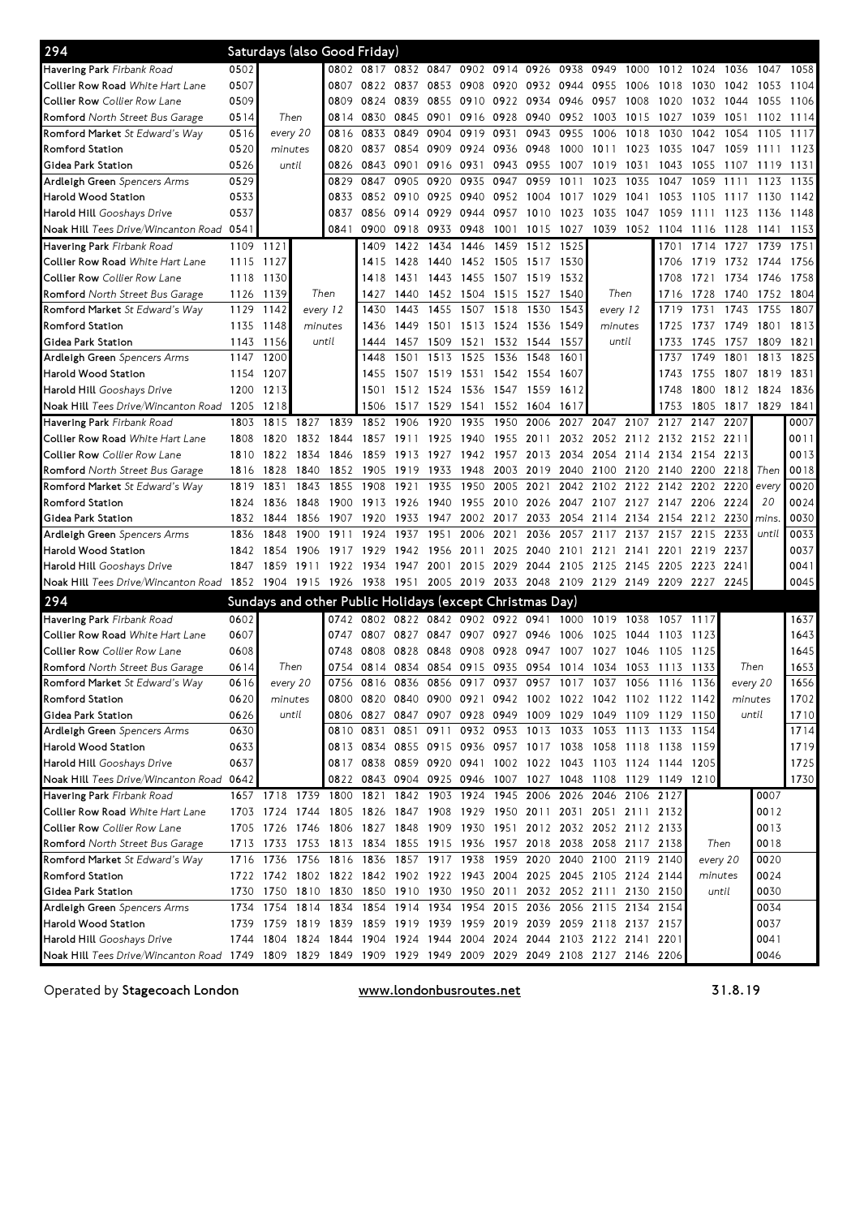## 294 Saturdays (also Good Friday)

| Stop | | | | | | | | | | | | | | | | | |
|---|---|---|---|---|---|---|---|---|---|---|---|---|---|---|---|---|---|
| **Havering Park** *Firbank Road* | 0502 | | 0802 | 0817 | 0832 | 0847 | 0902 | 0914 | 0926 | 0938 | 0949 | 1000 | 1012 | 1024 | 1036 | 1047 | 1058 |
| **Collier Row Road** *White Hart Lane* | 0507 | | 0807 | 0822 | 0837 | 0853 | 0908 | 0920 | 0932 | 0944 | 0955 | 1006 | 1018 | 1030 | 1042 | 1053 | 1104 |
| **Collier Row** *Collier Row Lane* | 0509 | | 0809 | 0824 | 0839 | 0855 | 0910 | 0922 | 0934 | 0946 | 0957 | 1008 | 1020 | 1032 | 1044 | 1055 | 1106 |
| **Romford** *North Street Bus Garage* | 0514 | *Then* | 0814 | 0830 | 0845 | 0901 | 0916 | 0928 | 0940 | 0952 | 1003 | 1015 | 1027 | 1039 | 1051 | 1102 | 1114 |
| **Romford Market** *St Edward's Way* | 0516 | *every 20* | 0816 | 0833 | 0849 | 0904 | 0919 | 0931 | 0943 | 0955 | 1006 | 1018 | 1030 | 1042 | 1054 | 1105 | 1117 |
| **Romford Station** | 0520 | *minutes* | 0820 | 0837 | 0854 | 0909 | 0924 | 0936 | 0948 | 1000 | 1011 | 1023 | 1035 | 1047 | 1059 | 1111 | 1123 |
| **Gidea Park Station** | 0526 | *until* | 0826 | 0843 | 0901 | 0916 | 0931 | 0943 | 0955 | 1007 | 1019 | 1031 | 1043 | 1055 | 1107 | 1119 | 1131 |
| **Ardleigh Green** *Spencers Arms* | 0529 | | 0829 | 0847 | 0905 | 0920 | 0935 | 0947 | 0959 | 1011 | 1023 | 1035 | 1047 | 1059 | 1111 | 1123 | 1135 |
| **Harold Wood Station** | 0533 | | 0833 | 0852 | 0910 | 0925 | 0940 | 0952 | 1004 | 1017 | 1029 | 1041 | 1053 | 1105 | 1117 | 1130 | 1142 |
| **Harold Hill** *Gooshays Drive* | 0537 | | 0837 | 0856 | 0914 | 0929 | 0944 | 0957 | 1010 | 1023 | 1035 | 1047 | 1059 | 1111 | 1123 | 1136 | 1148 |
| **Noak Hill** *Tees Drive/Wincanton Road* | 0541 | | 0841 | 0900 | 0918 | 0933 | 0948 | 1001 | 1015 | 1027 | 1039 | 1052 | 1104 | 1116 | 1128 | 1141 | 1153 |

| Stop | | | | | | | | | | | | | | | | |
|---|---|---|---|---|---|---|---|---|---|---|---|---|---|---|---|---|
| **Havering Park** *Firbank Road* | 1109 | 1121 | | 1409 | 1422 | 1434 | 1446 | 1459 | 1512 | 1525 | | 1701 | 1714 | 1727 | 1739 | 1751 |
| **Collier Row Road** *White Hart Lane* | 1115 | 1127 | | 1415 | 1428 | 1440 | 1452 | 1505 | 1517 | 1530 | | 1706 | 1719 | 1732 | 1744 | 1756 |
| **Collier Row** *Collier Row Lane* | 1118 | 1130 | | 1418 | 1431 | 1443 | 1455 | 1507 | 1519 | 1532 | | 1708 | 1721 | 1734 | 1746 | 1758 |
| **Romford** *North Street Bus Garage* | 1126 | 1139 | *Then* | 1427 | 1440 | 1452 | 1504 | 1515 | 1527 | 1540 | *Then* | 1716 | 1728 | 1740 | 1752 | 1804 |
| **Romford Market** *St Edward's Way* | 1129 | 1142 | *every 12* | 1430 | 1443 | 1455 | 1507 | 1518 | 1530 | 1543 | *every 12* | 1719 | 1731 | 1743 | 1755 | 1807 |
| **Romford Station** | 1135 | 1148 | *minutes* | 1436 | 1449 | 1501 | 1513 | 1524 | 1536 | 1549 | *minutes* | 1725 | 1737 | 1749 | 1801 | 1813 |
| **Gidea Park Station** | 1143 | 1156 | *until* | 1444 | 1457 | 1509 | 1521 | 1532 | 1544 | 1557 | *until* | 1733 | 1745 | 1757 | 1809 | 1821 |
| **Ardleigh Green** *Spencers Arms* | 1147 | 1200 | | 1448 | 1501 | 1513 | 1525 | 1536 | 1548 | 1601 | | 1737 | 1749 | 1801 | 1813 | 1825 |
| **Harold Wood Station** | 1154 | 1207 | | 1455 | 1507 | 1519 | 1531 | 1542 | 1554 | 1607 | | 1743 | 1755 | 1807 | 1819 | 1831 |
| **Harold Hill** *Gooshays Drive* | 1200 | 1213 | | 1501 | 1512 | 1524 | 1536 | 1547 | 1559 | 1612 | | 1748 | 1800 | 1812 | 1824 | 1836 |
| **Noak Hill** *Tees Drive/Wincanton Road* | 1205 | 1218 | | 1506 | 1517 | 1529 | 1541 | 1552 | 1604 | 1617 | | 1753 | 1805 | 1817 | 1829 | 1841 |

| Stop | | | | | | | | | | | | | | | | | | |
|---|---|---|---|---|---|---|---|---|---|---|---|---|---|---|---|---|---|---|
| **Havering Park** *Firbank Road* | 1803 | 1815 | 1827 | 1839 | 1852 | 1906 | 1920 | 1935 | 1950 | 2006 | 2027 | 2047 | 2107 | 2127 | 2147 | 2207 | | 0007 |
| **Collier Row Road** *White Hart Lane* | 1808 | 1820 | 1832 | 1844 | 1857 | 1911 | 1925 | 1940 | 1955 | 2011 | 2032 | 2052 | 2112 | 2132 | 2152 | 2211 | | 0011 |
| **Collier Row** *Collier Row Lane* | 1810 | 1822 | 1834 | 1846 | 1859 | 1913 | 1927 | 1942 | 1957 | 2013 | 2034 | 2054 | 2114 | 2134 | 2154 | 2213 | | 0013 |
| **Romford** *North Street Bus Garage* | 1816 | 1828 | 1840 | 1852 | 1905 | 1919 | 1933 | 1948 | 2003 | 2019 | 2040 | 2100 | 2120 | 2140 | 2200 | 2218 | *Then* | 0018 |
| **Romford Market** *St Edward's Way* | 1819 | 1831 | 1843 | 1855 | 1908 | 1921 | 1935 | 1950 | 2005 | 2021 | 2042 | 2102 | 2122 | 2142 | 2202 | 2220 | *every* | 0020 |
| **Romford Station** | 1824 | 1836 | 1848 | 1900 | 1913 | 1926 | 1940 | 1955 | 2010 | 2026 | 2047 | 2107 | 2127 | 2147 | 2206 | 2224 | *20* | 0024 |
| **Gidea Park Station** | 1832 | 1844 | 1856 | 1907 | 1920 | 1933 | 1947 | 2002 | 2017 | 2033 | 2054 | 2114 | 2134 | 2154 | 2212 | 2230 | *mins.* | 0030 |
| **Ardleigh Green** *Spencers Arms* | 1836 | 1848 | 1900 | 1911 | 1924 | 1937 | 1951 | 2006 | 2021 | 2036 | 2057 | 2117 | 2137 | 2157 | 2215 | 2233 | *until* | 0033 |
| **Harold Wood Station** | 1842 | 1854 | 1906 | 1917 | 1929 | 1942 | 1956 | 2011 | 2025 | 2040 | 2101 | 2121 | 2141 | 2201 | 2219 | 2237 | | 0037 |
| **Harold Hill** *Gooshays Drive* | 1847 | 1859 | 1911 | 1922 | 1934 | 1947 | 2001 | 2015 | 2029 | 2044 | 2105 | 2125 | 2145 | 2205 | 2223 | 2241 | | 0041 |
| **Noak Hill** *Tees Drive/Wincanton Road* | 1852 | 1904 | 1915 | 1926 | 1938 | 1951 | 2005 | 2019 | 2033 | 2048 | 2109 | 2129 | 2149 | 2209 | 2227 | 2245 | | 0045 |

## 294 Sundays and other Public Holidays (except Christmas Day)

| Stop | | | | | | | | | | | | | | | | |
|---|---|---|---|---|---|---|---|---|---|---|---|---|---|---|---|---|
| **Havering Park** *Firbank Road* | 0602 | | 0742 | 0802 | 0822 | 0842 | 0902 | 0922 | 0941 | 1000 | 1019 | 1038 | 1057 | 1117 | | 1637 |
| **Collier Row Road** *White Hart Lane* | 0607 | | 0747 | 0807 | 0827 | 0847 | 0907 | 0927 | 0946 | 1006 | 1025 | 1044 | 1103 | 1123 | | 1643 |
| **Collier Row** *Collier Row Lane* | 0608 | | 0748 | 0808 | 0828 | 0848 | 0908 | 0928 | 0947 | 1007 | 1027 | 1046 | 1105 | 1125 | | 1645 |
| **Romford** *North Street Bus Garage* | 0614 | *Then* | 0754 | 0814 | 0834 | 0854 | 0915 | 0935 | 0954 | 1014 | 1034 | 1053 | 1113 | 1133 | *Then* | 1653 |
| **Romford Market** *St Edward's Way* | 0616 | *every 20* | 0756 | 0816 | 0836 | 0856 | 0917 | 0937 | 0957 | 1017 | 1037 | 1056 | 1116 | 1136 | *every 20* | 1656 |
| **Romford Station** | 0620 | *minutes* | 0800 | 0820 | 0840 | 0900 | 0921 | 0942 | 1002 | 1022 | 1042 | 1102 | 1122 | 1142 | *minutes* | 1702 |
| **Gidea Park Station** | 0626 | *until* | 0806 | 0827 | 0847 | 0907 | 0928 | 0949 | 1009 | 1029 | 1049 | 1109 | 1129 | 1150 | *until* | 1710 |
| **Ardleigh Green** *Spencers Arms* | 0630 | | 0810 | 0831 | 0851 | 0911 | 0932 | 0953 | 1013 | 1033 | 1053 | 1113 | 1133 | 1154 | | 1714 |
| **Harold Wood Station** | 0633 | | 0813 | 0834 | 0855 | 0915 | 0936 | 0957 | 1017 | 1038 | 1058 | 1118 | 1138 | 1159 | | 1719 |
| **Harold Hill** *Gooshays Drive* | 0637 | | 0817 | 0838 | 0859 | 0920 | 0941 | 1002 | 1022 | 1043 | 1103 | 1124 | 1144 | 1205 | | 1725 |
| **Noak Hill** *Tees Drive/Wincanton Road* | 0642 | | 0822 | 0843 | 0904 | 0925 | 0946 | 1007 | 1027 | 1048 | 1108 | 1129 | 1149 | 1210 | | 1730 |

| Stop | | | | | | | | | | | | | | | | | |
|---|---|---|---|---|---|---|---|---|---|---|---|---|---|---|---|---|---|
| **Havering Park** *Firbank Road* | 1657 | 1718 | 1739 | 1800 | 1821 | 1842 | 1903 | 1924 | 1945 | 2006 | 2026 | 2046 | 2106 | 2127 | | 0007 |
| **Collier Row Road** *White Hart Lane* | 1703 | 1724 | 1744 | 1805 | 1826 | 1847 | 1908 | 1929 | 1950 | 2011 | 2031 | 2051 | 2111 | 2132 | | 0012 |
| **Collier Row** *Collier Row Lane* | 1705 | 1726 | 1746 | 1806 | 1827 | 1848 | 1909 | 1930 | 1951 | 2012 | 2032 | 2052 | 2112 | 2133 | | 0013 |
| **Romford** *North Street Bus Garage* | 1713 | 1733 | 1753 | 1813 | 1834 | 1855 | 1915 | 1936 | 1957 | 2018 | 2038 | 2058 | 2117 | 2138 | *Then* | 0018 |
| **Romford Market** *St Edward's Way* | 1716 | 1736 | 1756 | 1816 | 1836 | 1857 | 1917 | 1938 | 1959 | 2020 | 2040 | 2100 | 2119 | 2140 | *every 20* | 0020 |
| **Romford Station** | 1722 | 1742 | 1802 | 1822 | 1842 | 1902 | 1922 | 1943 | 2004 | 2025 | 2045 | 2105 | 2124 | 2144 | *minutes* | 0024 |
| **Gidea Park Station** | 1730 | 1750 | 1810 | 1830 | 1850 | 1910 | 1930 | 1950 | 2011 | 2032 | 2052 | 2111 | 2130 | 2150 | *until* | 0030 |
| **Ardleigh Green** *Spencers Arms* | 1734 | 1754 | 1814 | 1834 | 1854 | 1914 | 1934 | 1954 | 2015 | 2036 | 2056 | 2115 | 2134 | 2154 | | 0034 |
| **Harold Wood Station** | 1739 | 1759 | 1819 | 1839 | 1859 | 1919 | 1939 | 1959 | 2019 | 2039 | 2059 | 2118 | 2137 | 2157 | | 0037 |
| **Harold Hill** *Gooshays Drive* | 1744 | 1804 | 1824 | 1844 | 1904 | 1924 | 1944 | 2004 | 2024 | 2044 | 2103 | 2122 | 2141 | 2201 | | 0041 |
| **Noak Hill** *Tees Drive/Wincanton Road* | 1749 | 1809 | 1829 | 1849 | 1909 | 1929 | 1949 | 2009 | 2029 | 2049 | 2108 | 2127 | 2146 | 2206 | | 0046 |

Operated by **Stagecoach London** | www.londonbusroutes.net | 31.8.19